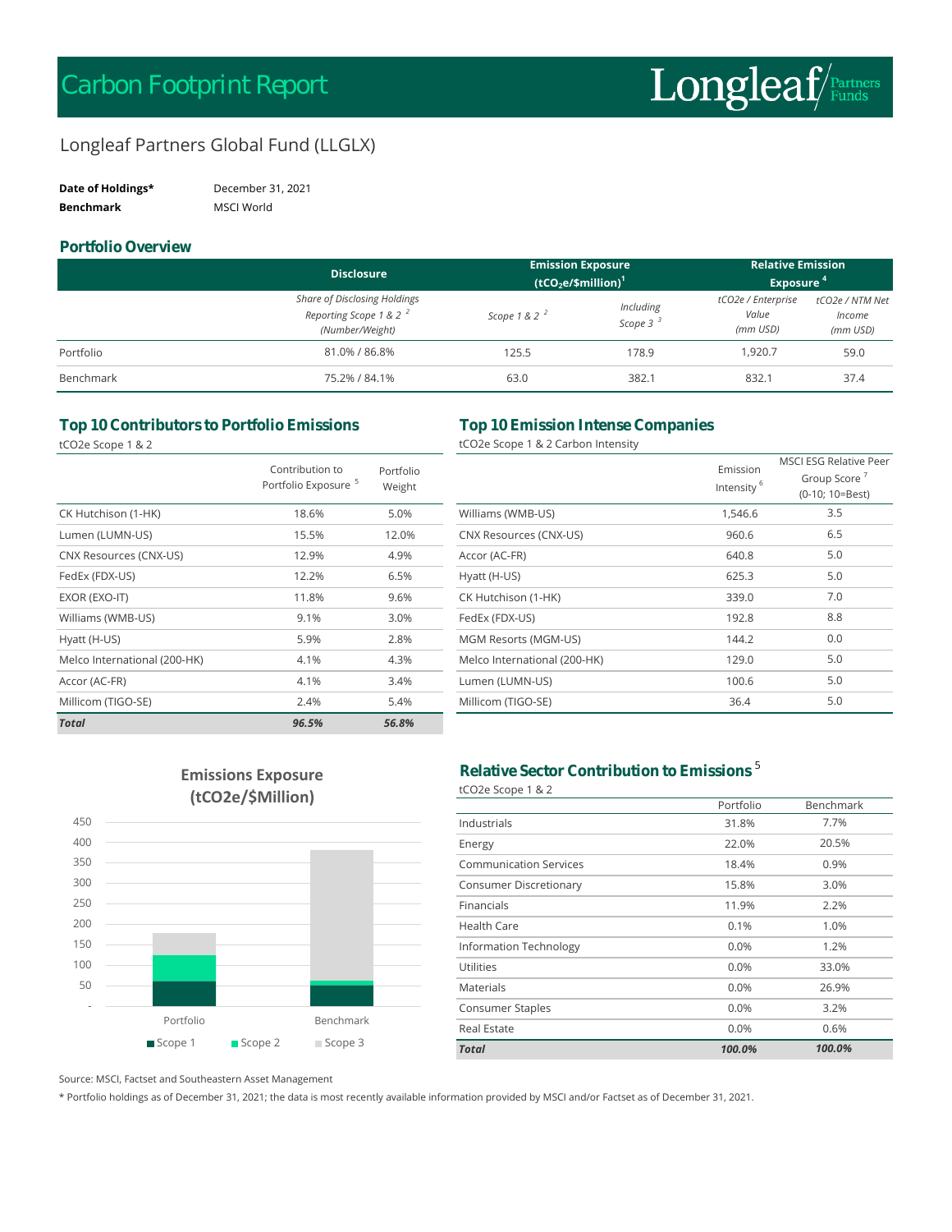# Carbon Footprint Report

Longleaf Partners Funds

## Longleaf Partners Global Fund (LLGLX)

**Date of Holdings*** December 31, 2021
**Benchmark** MSCI World

### Portfolio Overview

| | Disclosure | Emission Exposure ($tCO_2e$/\$million)[1] | | Relative Emission Exposure[4] | |
|---|---|---|---|---|---|
| | *Share of Disclosing Holdings Reporting Scope 1 & 2[2] (Number/Weight)* | *Scope 1 & 2[2]* | *Including Scope 3[3]* | *tCO2e / Enterprise Value (mm USD)* | *tCO2e / NTM Net Income (mm USD)* |
| Portfolio | 81.0% / 86.8% | 125.5 | 178.9 | 1,920.7 | 59.0 |
| Benchmark | 75.2% / 84.1% | 63.0 | 382.1 | 832.1 | 37.4 |

### Top 10 Contributors to Portfolio Emissions

tCO2e Scope 1 & 2

| | Contribution to Portfolio Exposure[5] | Portfolio Weight |
|---|---|---|
| CK Hutchison (1-HK) | 18.6% | 5.0% |
| Lumen (LUMN-US) | 15.5% | 12.0% |
| CNX Resources (CNX-US) | 12.9% | 4.9% |
| FedEx (FDX-US) | 12.2% | 6.5% |
| EXOR (EXO-IT) | 11.8% | 9.6% |
| Williams (WMB-US) | 9.1% | 3.0% |
| Hyatt (H-US) | 5.9% | 2.8% |
| Melco International (200-HK) | 4.1% | 4.3% |
| Accor (AC-FR) | 4.1% | 3.4% |
| Millicom (TIGO-SE) | 2.4% | 5.4% |
| ***Total*** | ***96.5%*** | ***56.8%*** |

### Top 10 Emission Intense Companies

tCO2e Scope 1 & 2 Carbon Intensity

| | Emission Intensity[6] | MSCI ESG Relative Peer Group Score[7] (0-10; 10=Best) |
|---|---|---|
| Williams (WMB-US) | 1,546.6 | 3.5 |
| CNX Resources (CNX-US) | 960.6 | 6.5 |
| Accor (AC-FR) | 640.8 | 5.0 |
| Hyatt (H-US) | 625.3 | 5.0 |
| CK Hutchison (1-HK) | 339.0 | 7.0 |
| FedEx (FDX-US) | 192.8 | 8.8 |
| MGM Resorts (MGM-US) | 144.2 | 0.0 |
| Melco International (200-HK) | 129.0 | 5.0 |
| Lumen (LUMN-US) | 100.6 | 5.0 |
| Millicom (TIGO-SE) | 36.4 | 5.0 |

### Emissions Exposure (tCO2e/$Million)

Legend: Scope 1, Scope 2, Scope 3 — Portfolio, Benchmark

### Relative Sector Contribution to Emissions[5]

tCO2e Scope 1 & 2

| | Portfolio | Benchmark |
|---|---|---|
| Industrials | 31.8% | 7.7% |
| Energy | 22.0% | 20.5% |
| Communication Services | 18.4% | 0.9% |
| Consumer Discretionary | 15.8% | 3.0% |
| Financials | 11.9% | 2.2% |
| Health Care | 0.1% | 1.0% |
| Information Technology | 0.0% | 1.2% |
| Utilities | 0.0% | 33.0% |
| Materials | 0.0% | 26.9% |
| Consumer Staples | 0.0% | 3.2% |
| Real Estate | 0.0% | 0.6% |
| ***Total*** | ***100.0%*** | ***100.0%*** |

Source: MSCI, Factset and Southeastern Asset Management

* Portfolio holdings as of December 31, 2021; the data is most recently available information provided by MSCI and/or Factset as of December 31, 2021.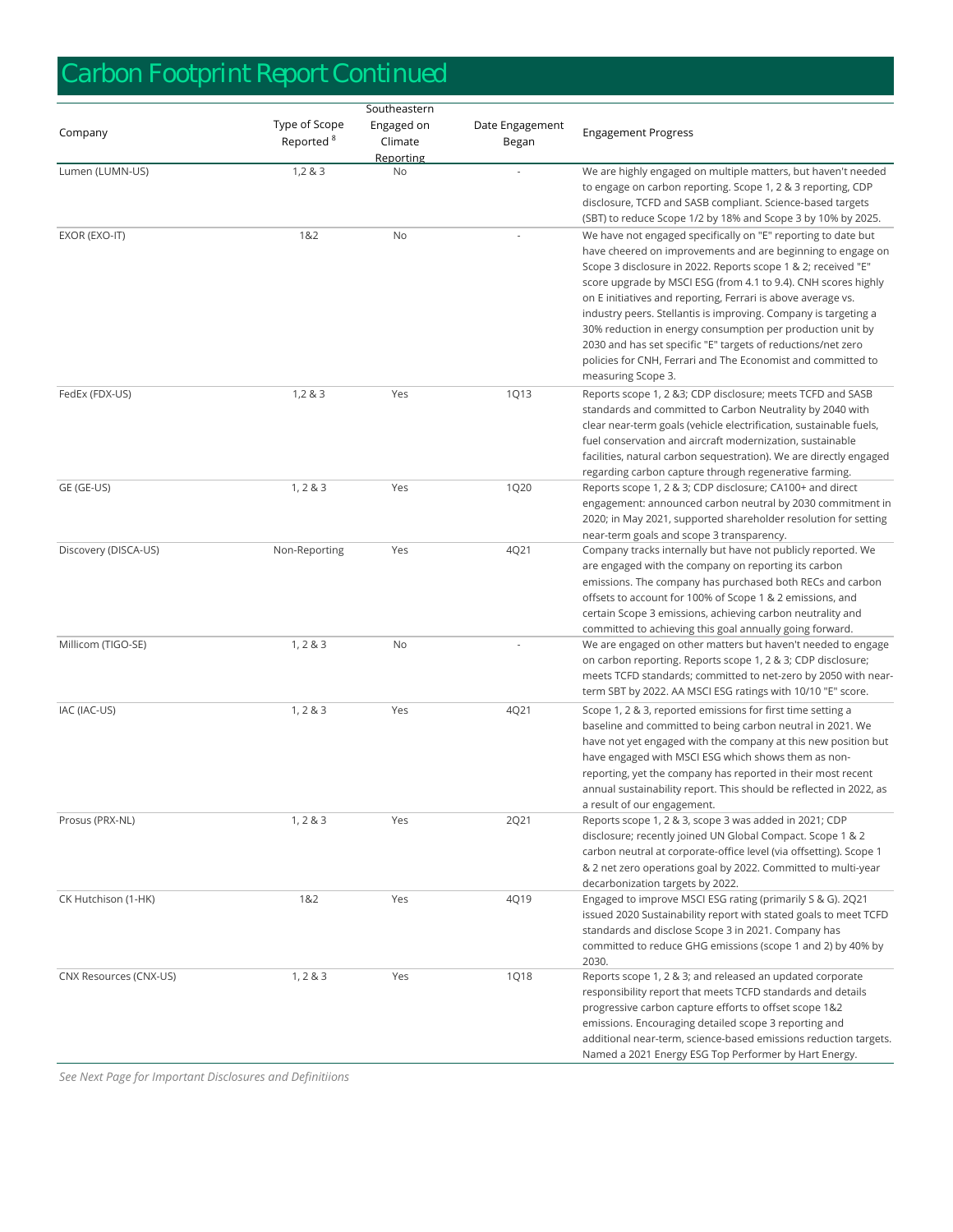# Carbon Footprint Report Continued

| Company | Type of Scope Reported [8] | Southeastern Engaged on Climate Reporting | Date Engagement Began | Engagement Progress |
|---|---|---|---|---|
| Lumen (LUMN-US) | 1,2 & 3 | No | - | We are highly engaged on multiple matters, but haven't needed to engage on carbon reporting. Scope 1, 2 & 3 reporting, CDP disclosure, TCFD and SASB compliant. Science-based targets (SBT) to reduce Scope 1/2 by 18% and Scope 3 by 10% by 2025. |
| EXOR (EXO-IT) | 1&2 | No | - | We have not engaged specifically on "E" reporting to date but have cheered on improvements and are beginning to engage on Scope 3 disclosure in 2022. Reports scope 1 & 2; received "E" score upgrade by MSCI ESG (from 4.1 to 9.4). CNH scores highly on E initiatives and reporting, Ferrari is above average vs. industry peers. Stellantis is improving. Company is targeting a 30% reduction in energy consumption per production unit by 2030 and has set specific "E" targets of reductions/net zero policies for CNH, Ferrari and The Economist and committed to measuring Scope 3. |
| FedEx (FDX-US) | 1,2 & 3 | Yes | 1Q13 | Reports scope 1, 2 &3; CDP disclosure; meets TCFD and SASB standards and committed to Carbon Neutrality by 2040 with clear near-term goals (vehicle electrification, sustainable fuels, fuel conservation and aircraft modernization, sustainable facilities, natural carbon sequestration). We are directly engaged regarding carbon capture through regenerative farming. |
| GE (GE-US) | 1, 2 & 3 | Yes | 1Q20 | Reports scope 1, 2 & 3; CDP disclosure; CA100+ and direct engagement: announced carbon neutral by 2030 commitment in 2020; in May 2021, supported shareholder resolution for setting near-term goals and scope 3 transparency. |
| Discovery (DISCA-US) | Non-Reporting | Yes | 4Q21 | Company tracks internally but have not publicly reported. We are engaged with the company on reporting its carbon emissions. The company has purchased both RECs and carbon offsets to account for 100% of Scope 1 & 2 emissions, and certain Scope 3 emissions, achieving carbon neutrality and committed to achieving this goal annually going forward. |
| Millicom (TIGO-SE) | 1, 2 & 3 | No | - | We are engaged on other matters but haven't needed to engage on carbon reporting. Reports scope 1, 2 & 3; CDP disclosure; meets TCFD standards; committed to net-zero by 2050 with near-term SBT by 2022. AA MSCI ESG ratings with 10/10 "E" score. |
| IAC (IAC-US) | 1, 2 & 3 | Yes | 4Q21 | Scope 1, 2 & 3, reported emissions for first time setting a baseline and committed to being carbon neutral in 2021. We have not yet engaged with the company at this new position but have engaged with MSCI ESG which shows them as non-reporting, yet the company has reported in their most recent annual sustainability report. This should be reflected in 2022, as a result of our engagement. |
| Prosus (PRX-NL) | 1, 2 & 3 | Yes | 2Q21 | Reports scope 1, 2 & 3, scope 3 was added in 2021; CDP disclosure; recently joined UN Global Compact. Scope 1 & 2 carbon neutral at corporate-office level (via offsetting). Scope 1 & 2 net zero operations goal by 2022. Committed to multi-year decarbonization targets by 2022. |
| CK Hutchison (1-HK) | 1&2 | Yes | 4Q19 | Engaged to improve MSCI ESG rating (primarily S & G). 2Q21 issued 2020 Sustainability report with stated goals to meet TCFD standards and disclose Scope 3 in 2021. Company has committed to reduce GHG emissions (scope 1 and 2) by 40% by 2030. |
| CNX Resources (CNX-US) | 1, 2 & 3 | Yes | 1Q18 | Reports scope 1, 2 & 3; and released an updated corporate responsibility report that meets TCFD standards and details progressive carbon capture efforts to offset scope 1&2 emissions. Encouraging detailed scope 3 reporting and additional near-term, science-based emissions reduction targets. Named a 2021 Energy ESG Top Performer by Hart Energy. |

*See Next Page for Important Disclosures and Definitiions*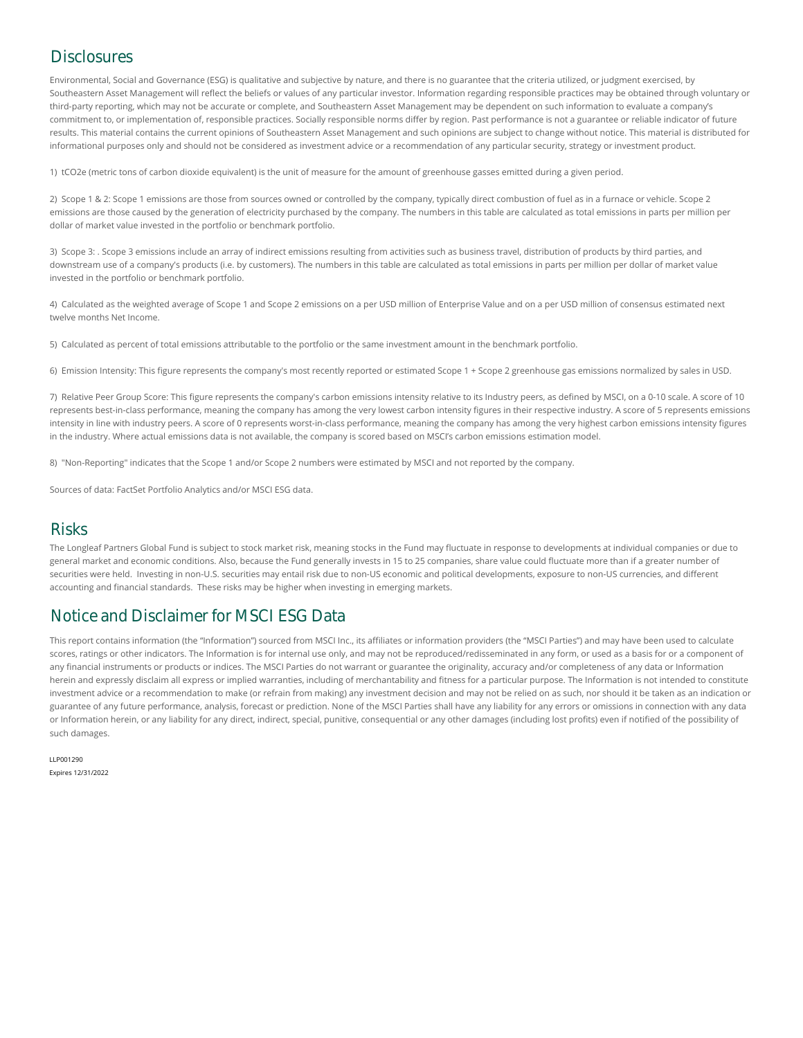## Disclosures

Environmental, Social and Governance (ESG) is qualitative and subjective by nature, and there is no guarantee that the criteria utilized, or judgment exercised, by Southeastern Asset Management will reflect the beliefs or values of any particular investor. Information regarding responsible practices may be obtained through voluntary or third-party reporting, which may not be accurate or complete, and Southeastern Asset Management may be dependent on such information to evaluate a company's commitment to, or implementation of, responsible practices. Socially responsible norms differ by region. Past performance is not a guarantee or reliable indicator of future results. This material contains the current opinions of Southeastern Asset Management and such opinions are subject to change without notice. This material is distributed for informational purposes only and should not be considered as investment advice or a recommendation of any particular security, strategy or investment product.

1) tCO2e (metric tons of carbon dioxide equivalent) is the unit of measure for the amount of greenhouse gasses emitted during a given period.

2) Scope 1 & 2: Scope 1 emissions are those from sources owned or controlled by the company, typically direct combustion of fuel as in a furnace or vehicle. Scope 2 emissions are those caused by the generation of electricity purchased by the company. The numbers in this table are calculated as total emissions in parts per million per dollar of market value invested in the portfolio or benchmark portfolio.

3) Scope 3: . Scope 3 emissions include an array of indirect emissions resulting from activities such as business travel, distribution of products by third parties, and downstream use of a company's products (i.e. by customers). The numbers in this table are calculated as total emissions in parts per million per dollar of market value invested in the portfolio or benchmark portfolio.

4) Calculated as the weighted average of Scope 1 and Scope 2 emissions on a per USD million of Enterprise Value and on a per USD million of consensus estimated next twelve months Net Income.

5) Calculated as percent of total emissions attributable to the portfolio or the same investment amount in the benchmark portfolio.

6) Emission Intensity: This figure represents the company's most recently reported or estimated Scope 1 + Scope 2 greenhouse gas emissions normalized by sales in USD.

7) Relative Peer Group Score: This figure represents the company's carbon emissions intensity relative to its Industry peers, as defined by MSCI, on a 0-10 scale. A score of 10 represents best-in-class performance, meaning the company has among the very lowest carbon intensity figures in their respective industry. A score of 5 represents emissions intensity in line with industry peers. A score of 0 represents worst-in-class performance, meaning the company has among the very highest carbon emissions intensity figures in the industry. Where actual emissions data is not available, the company is scored based on MSCI's carbon emissions estimation model.

8) "Non-Reporting" indicates that the Scope 1 and/or Scope 2 numbers were estimated by MSCI and not reported by the company.

Sources of data: FactSet Portfolio Analytics and/or MSCI ESG data.

## Risks

The Longleaf Partners Global Fund is subject to stock market risk, meaning stocks in the Fund may fluctuate in response to developments at individual companies or due to general market and economic conditions. Also, because the Fund generally invests in 15 to 25 companies, share value could fluctuate more than if a greater number of securities were held. Investing in non-U.S. securities may entail risk due to non-US economic and political developments, exposure to non-US currencies, and different accounting and financial standards. These risks may be higher when investing in emerging markets.

## Notice and Disclaimer for MSCI ESG Data

This report contains information (the "Information") sourced from MSCI Inc., its affiliates or information providers (the "MSCI Parties") and may have been used to calculate scores, ratings or other indicators. The Information is for internal use only, and may not be reproduced/redisseminated in any form, or used as a basis for or a component of any financial instruments or products or indices. The MSCI Parties do not warrant or guarantee the originality, accuracy and/or completeness of any data or Information herein and expressly disclaim all express or implied warranties, including of merchantability and fitness for a particular purpose. The Information is not intended to constitute investment advice or a recommendation to make (or refrain from making) any investment decision and may not be relied on as such, nor should it be taken as an indication or guarantee of any future performance, analysis, forecast or prediction. None of the MSCI Parties shall have any liability for any errors or omissions in connection with any data or Information herein, or any liability for any direct, indirect, special, punitive, consequential or any other damages (including lost profits) even if notified of the possibility of such damages.

LLP001290
Expires 12/31/2022